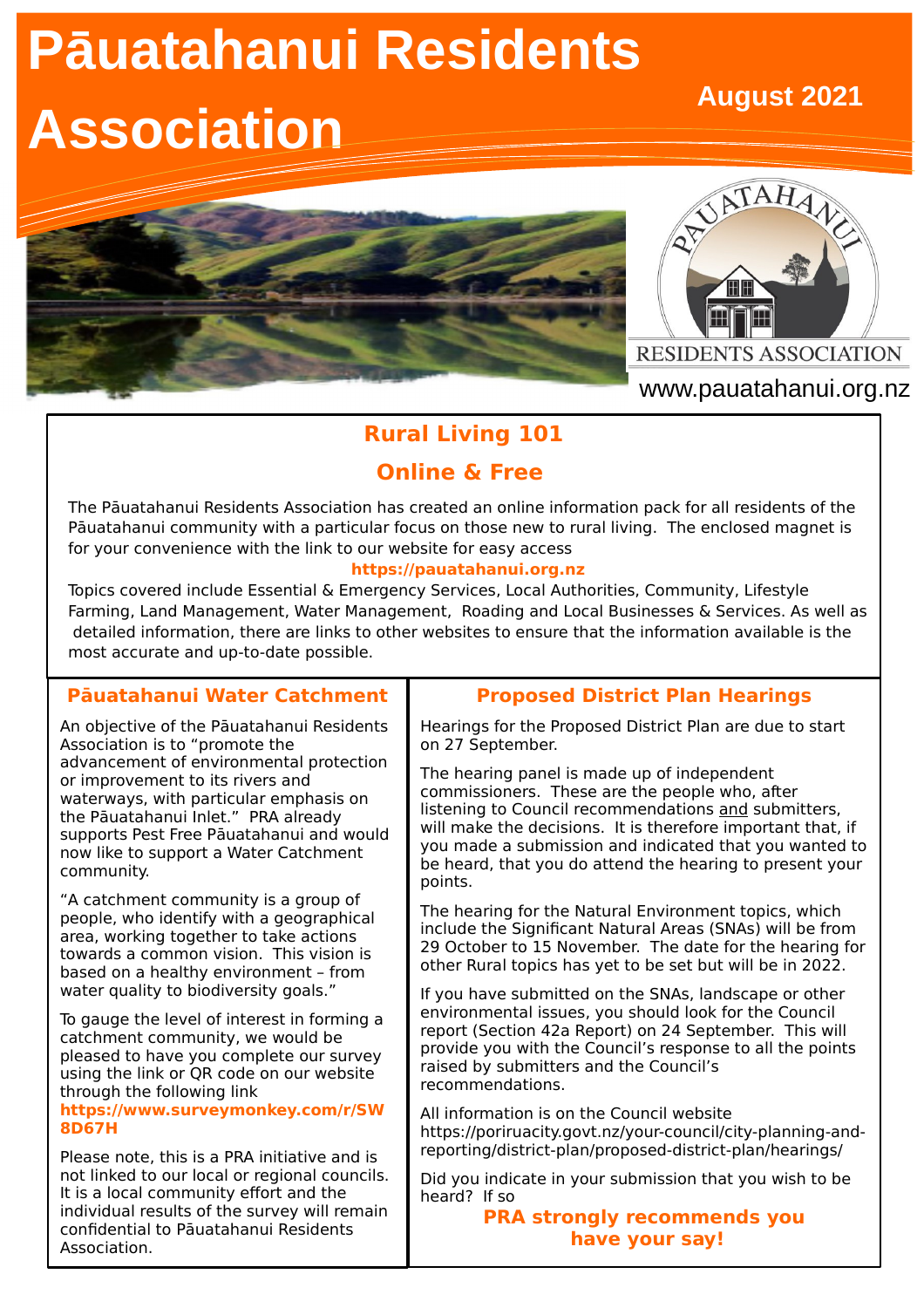# Pāuatahanui Residents Association

**August 2021**

RESIDENTS ASSOCIATION

www.pauatahanui.org.nz

## Rural Living 101

## Online & Free

The Pāuatahanui Residents Association has created an online information pack for all residents of the Pāuatahanui community with a particular focus on those new to rural living. The enclosed magnet is for your convenience with the link to our website for easy access

**https://pauatahanui.org.nz**

Topics covered include Essential & Emergency Services, Local Authorities, Community, Lifestyle Farming, Land Management, Water Management, Roading and Local Businesses & Services. As well as detailed information, there are links to other websites to ensure that the information available is the most accurate and up-to-date possible.

### Pāuatahanui Water Catchment

An objective of the Pāuatahanui Residents Association is to "promote the advancement of environmental protection or improvement to its rivers and waterways, with particular emphasis on the Pāuatahanui Inlet." PRA already supports Pest Free Pāuatahanui and would now like to support a Water Catchment community.

"A catchment community is a group of people, who identify with a geographical area, working together to take actions towards a common vision. This vision is based on a healthy environment – from water quality to biodiversity goals."

To gauge the level of interest in forming a catchment community, we would be pleased to have you complete our survey using the link or QR code on our website through the following link **https://www.surveymonkey.com/r/SW8D67H**

Please note, this is a PRA initiative and is not linked to our local or regional councils. It is a local community effort and the individual results of the survey will remain confidential to Pāuatahanui Residents Association.

### Proposed District Plan Hearings

Hearings for the Proposed District Plan are due to start on 27 September.

The hearing panel is made up of independent commissioners. These are the people who, after listening to Council recommendations and submitters, will make the decisions. It is therefore important that, if you made a submission and indicated that you wanted to be heard, that you do attend the hearing to present your points.

The hearing for the Natural Environment topics, which include the Significant Natural Areas (SNAs) will be from 29 October to 15 November. The date for the hearing for other Rural topics has yet to be set but will be in 2022.

If you have submitted on the SNAs, landscape or other environmental issues, you should look for the Council report (Section 42a Report) on 24 September. This will provide you with the Council's response to all the points raised by submitters and the Council's recommendations.

All information is on the Council website https://poriruacity.govt.nz/your-council/city-planning-and-reporting/district-plan/proposed-district-plan/hearings/

Did you indicate in your submission that you wish to be heard? If so

**PRA strongly recommends you have your say!**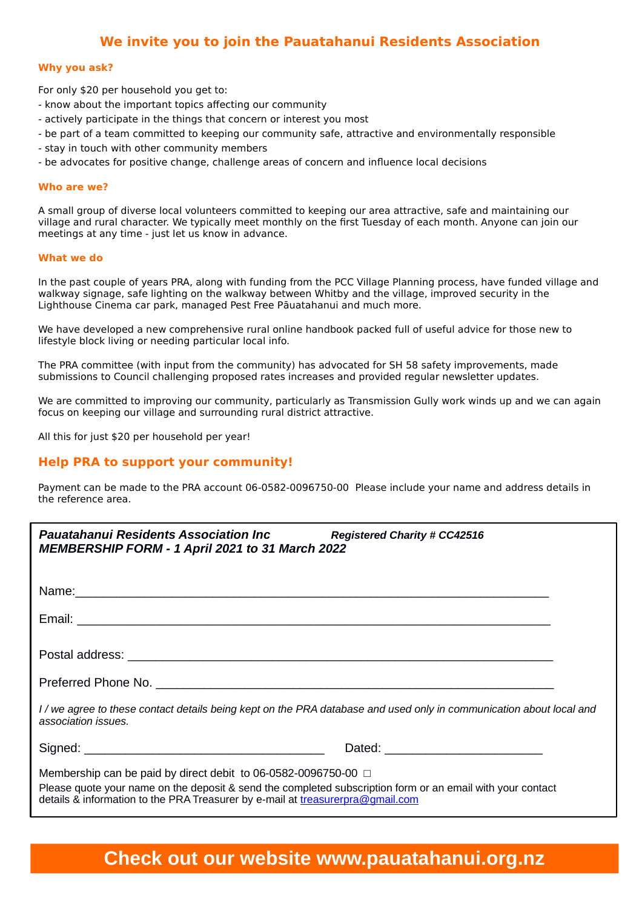## We invite you to join the Pauatahanui Residents Association

### Why you ask?

For only $20 per household you get to:

- know about the important topics affecting our community
- actively participate in the things that concern or interest you most
- be part of a team committed to keeping our community safe, attractive and environmentally responsible
- stay in touch with other community members
- be advocates for positive change, challenge areas of concern and influence local decisions

### Who are we?

A small group of diverse local volunteers committed to keeping our area attractive, safe and maintaining our village and rural character. We typically meet monthly on the first Tuesday of each month. Anyone can join our meetings at any time - just let us know in advance.

### What we do

In the past couple of years PRA, along with funding from the PCC Village Planning process, have funded village and walkway signage, safe lighting on the walkway between Whitby and the village, improved security in the Lighthouse Cinema car park, managed Pest Free Pāuatahanui and much more.

We have developed a new comprehensive rural online handbook packed full of useful advice for those new to lifestyle block living or needing particular local info.

The PRA committee (with input from the community) has advocated for SH 58 safety improvements, made submissions to Council challenging proposed rates increases and provided regular newsletter updates.

We are committed to improving our community, particularly as Transmission Gully work winds up and we can again focus on keeping our village and surrounding rural district attractive.

All this for just $20 per household per year!

## Help PRA to support your community!

Payment can be made to the PRA account 06-0582-0096750-00 Please include your name and address details in the reference area.

***Pauatahanui Residents Association Inc*** ***Registered Charity # CC42516***
***MEMBERSHIP FORM - 1 April 2021 to 31 March 2022***

Name:\_\_\_\_\_\_\_\_\_\_\_\_\_\_\_\_\_\_\_\_\_\_\_\_\_\_\_\_\_\_\_\_\_\_\_\_\_\_\_\_\_\_\_\_\_\_\_\_\_\_\_\_\_\_\_\_\_\_\_\_\_\_\_\_\_\_\_

Email: \_\_\_\_\_\_\_\_\_\_\_\_\_\_\_\_\_\_\_\_\_\_\_\_\_\_\_\_\_\_\_\_\_\_\_\_\_\_\_\_\_\_\_\_\_\_\_\_\_\_\_\_\_\_\_\_\_\_\_\_\_\_\_\_\_\_

Postal address: \_\_\_\_\_\_\_\_\_\_\_\_\_\_\_\_\_\_\_\_\_\_\_\_\_\_\_\_\_\_\_\_\_\_\_\_\_\_\_\_\_\_\_\_\_\_\_\_\_\_\_\_\_\_\_\_\_\_\_\_

Preferred Phone No. \_\_\_\_\_\_\_\_\_\_\_\_\_\_\_\_\_\_\_\_\_\_\_\_\_\_\_\_\_\_\_\_\_\_\_\_\_\_\_\_\_\_\_\_\_\_\_\_\_\_\_\_\_\_\_\_

*I / we agree to these contact details being kept on the PRA database and used only in communication about local and association issues.*

Signed: \_\_\_\_\_\_\_\_\_\_\_\_\_\_\_\_\_\_\_\_\_\_\_\_\_\_\_\_\_\_\_\_\_\_\_\_ Dated: \_\_\_\_\_\_\_\_\_\_\_\_\_\_\_\_\_\_\_\_\_\_

Membership can be paid by direct debit to 06-0582-0096750-00 □

Please quote your name on the deposit & send the completed subscription form or an email with your contact details & information to the PRA Treasurer by e-mail at treasurerpra@gmail.com

## Check out our website www.pauatahanui.org.nz